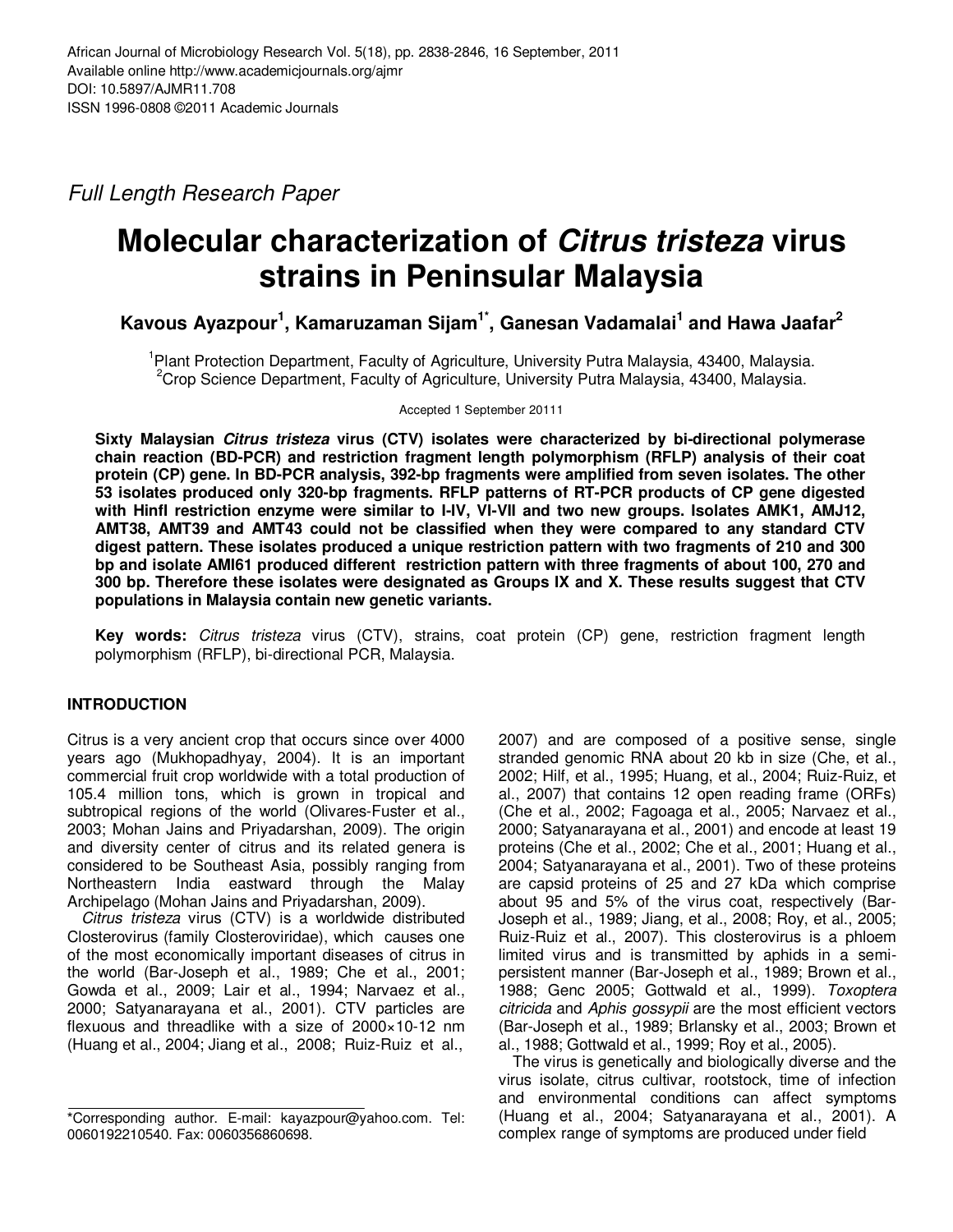Full Length Research Paper

# Molecular characterization of *Citrus tristeza* virus strains in Peninsular Malaysia

**Kavous Ayazpour[1], Kamaruzaman Sijam[1*], Ganesan Vadamalai[1] and Hawa Jaafar[2]**

[1]Plant Protection Department, Faculty of Agriculture, University Putra Malaysia, 43400, Malaysia.
[2]Crop Science Department, Faculty of Agriculture, University Putra Malaysia, 43400, Malaysia.

Accepted 1 September 20111

**Sixty Malaysian *Citrus tristeza* virus (CTV) isolates were characterized by bi-directional polymerase chain reaction (BD-PCR) and restriction fragment length polymorphism (RFLP) analysis of their coat protein (CP) gene. In BD-PCR analysis, 392-bp fragments were amplified from seven isolates. The other 53 isolates produced only 320-bp fragments. RFLP patterns of RT-PCR products of CP gene digested with HinfI restriction enzyme were similar to I-IV, VI-VII and two new groups. Isolates AMK1, AMJ12, AMT38, AMT39 and AMT43 could not be classified when they were compared to any standard CTV digest pattern. These isolates produced a unique restriction pattern with two fragments of 210 and 300 bp and isolate AMI61 produced different restriction pattern with three fragments of about 100, 270 and 300 bp. Therefore these isolates were designated as Groups IX and X. These results suggest that CTV populations in Malaysia contain new genetic variants.**

**Key words:** *Citrus tristeza* virus (CTV), strains, coat protein (CP) gene, restriction fragment length polymorphism (RFLP), bi-directional PCR, Malaysia.

## INTRODUCTION

Citrus is a very ancient crop that occurs since over 4000 years ago (Mukhopadhyay, 2004). It is an important commercial fruit crop worldwide with a total production of 105.4 million tons, which is grown in tropical and subtropical regions of the world (Olivares-Fuster et al., 2003; Mohan Jains and Priyadarshan, 2009). The origin and diversity center of citrus and its related genera is considered to be Southeast Asia, possibly ranging from Northeastern India eastward through the Malay Archipelago (Mohan Jains and Priyadarshan, 2009).

*Citrus tristeza* virus (CTV) is a worldwide distributed Closterovirus (family Closteroviridae), which causes one of the most economically important diseases of citrus in the world (Bar-Joseph et al., 1989; Che et al., 2001; Gowda et al., 2009; Lair et al., 1994; Narvaez et al., 2000; Satyanarayana et al., 2001). CTV particles are flexuous and threadlike with a size of 2000×10-12 nm (Huang et al., 2004; Jiang et al., 2008; Ruiz-Ruiz et al., 2007) and are composed of a positive sense, single stranded genomic RNA about 20 kb in size (Che, et al., 2002; Hilf, et al., 1995; Huang, et al., 2004; Ruiz-Ruiz, et al., 2007) that contains 12 open reading frame (ORFs) (Che et al., 2002; Fagoaga et al., 2005; Narvaez et al., 2000; Satyanarayana et al., 2001) and encode at least 19 proteins (Che et al., 2002; Che et al., 2001; Huang et al., 2004; Satyanarayana et al., 2001). Two of these proteins are capsid proteins of 25 and 27 kDa which comprise about 95 and 5% of the virus coat, respectively (Bar-Joseph et al., 1989; Jiang, et al., 2008; Roy, et al., 2005; Ruiz-Ruiz et al., 2007). This closterovirus is a phloem limited virus and is transmitted by aphids in a semi-persistent manner (Bar-Joseph et al., 1989; Brown et al., 1988; Genc 2005; Gottwald et al., 1999). *Toxoptera citricida* and *Aphis gossypii* are the most efficient vectors (Bar-Joseph et al., 1989; Brlansky et al., 2003; Brown et al., 1988; Gottwald et al., 1999; Roy et al., 2005).

The virus is genetically and biologically diverse and the virus isolate, citrus cultivar, rootstock, time of infection and environmental conditions can affect symptoms (Huang et al., 2004; Satyanarayana et al., 2001). A complex range of symptoms are produced under field

*Corresponding author. E-mail: kayazpour@yahoo.com. Tel: 0060192210540. Fax: 0060356860698.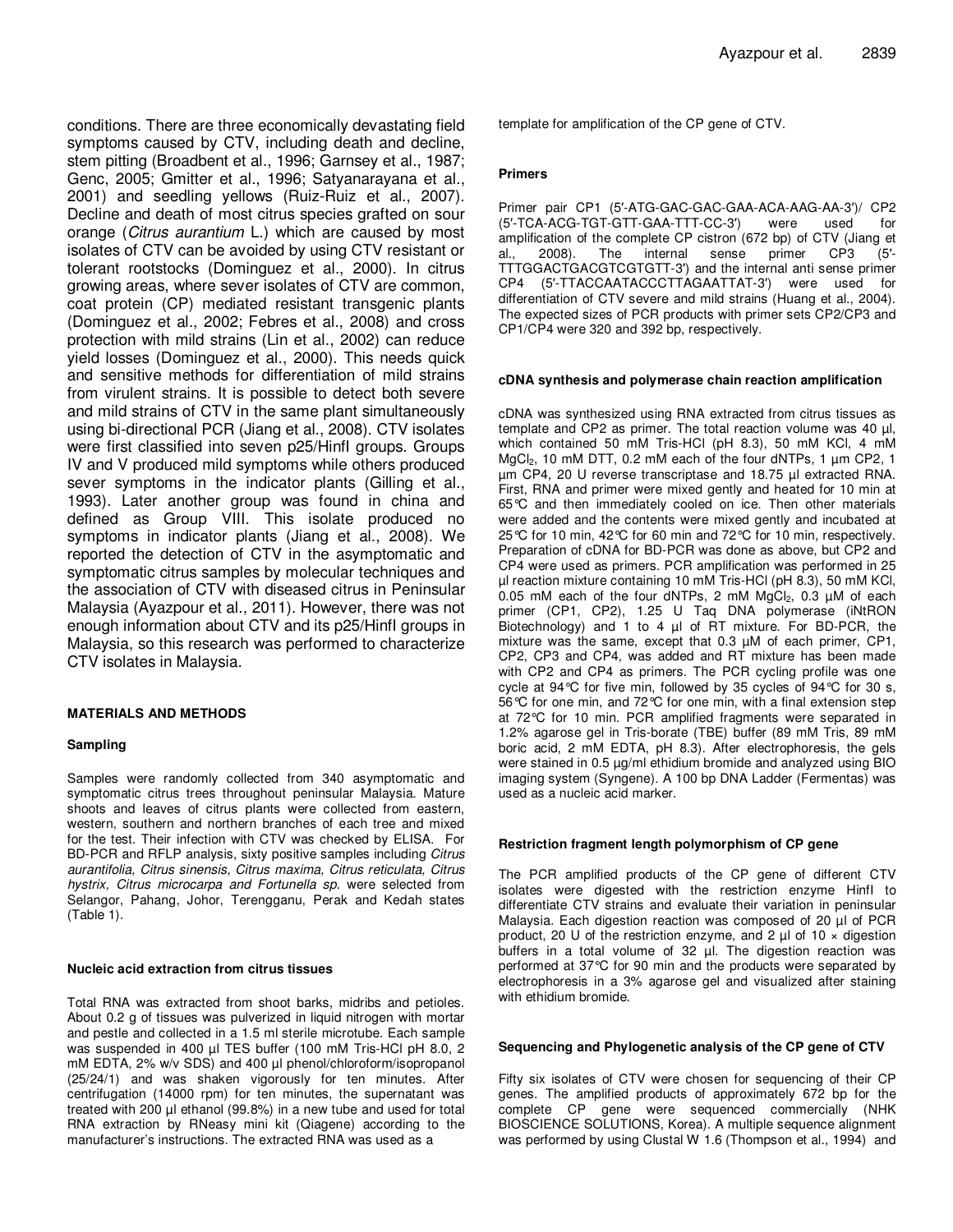conditions. There are three economically devastating field symptoms caused by CTV, including death and decline, stem pitting (Broadbent et al., 1996; Garnsey et al., 1987; Genc, 2005; Gmitter et al., 1996; Satyanarayana et al., 2001) and seedling yellows (Ruiz-Ruiz et al., 2007). Decline and death of most citrus species grafted on sour orange (*Citrus aurantium* L.) which are caused by most isolates of CTV can be avoided by using CTV resistant or tolerant rootstocks (Dominguez et al., 2000). In citrus growing areas, where sever isolates of CTV are common, coat protein (CP) mediated resistant transgenic plants (Dominguez et al., 2002; Febres et al., 2008) and cross protection with mild strains (Lin et al., 2002) can reduce yield losses (Dominguez et al., 2000). This needs quick and sensitive methods for differentiation of mild strains from virulent strains. It is possible to detect both severe and mild strains of CTV in the same plant simultaneously using bi-directional PCR (Jiang et al., 2008). CTV isolates were first classified into seven p25/HinfI groups. Groups IV and V produced mild symptoms while others produced sever symptoms in the indicator plants (Gilling et al., 1993). Later another group was found in china and defined as Group VIII. This isolate produced no symptoms in indicator plants (Jiang et al., 2008). We reported the detection of CTV in the asymptomatic and symptomatic citrus samples by molecular techniques and the association of CTV with diseased citrus in Peninsular Malaysia (Ayazpour et al., 2011). However, there was not enough information about CTV and its p25/HinfI groups in Malaysia, so this research was performed to characterize CTV isolates in Malaysia.

## MATERIALS AND METHODS

### Sampling

Samples were randomly collected from 340 asymptomatic and symptomatic citrus trees throughout peninsular Malaysia. Mature shoots and leaves of citrus plants were collected from eastern, western, southern and northern branches of each tree and mixed for the test. Their infection with CTV was checked by ELISA. For BD-PCR and RFLP analysis, sixty positive samples including *Citrus aurantifolia, Citrus sinensis, Citrus maxima, Citrus reticulata, Citrus hystrix, Citrus microcarpa and Fortunella sp.* were selected from Selangor, Pahang, Johor, Terengganu, Perak and Kedah states (Table 1).

### Nucleic acid extraction from citrus tissues

Total RNA was extracted from shoot barks, midribs and petioles. About 0.2 g of tissues was pulverized in liquid nitrogen with mortar and pestle and collected in a 1.5 ml sterile microtube. Each sample was suspended in 400 µl TES buffer (100 mM Tris-HCl pH 8.0, 2 mM EDTA, 2% w/v SDS) and 400 µl phenol/chloroform/isopropanol (25/24/1) and was shaken vigorously for ten minutes. After centrifugation (14000 rpm) for ten minutes, the supernatant was treated with 200 µl ethanol (99.8%) in a new tube and used for total RNA extraction by RNeasy mini kit (Qiagene) according to the manufacturer's instructions. The extracted RNA was used as a template for amplification of the CP gene of CTV.

### Primers

Primer pair CP1 (5′-ATG-GAC-GAC-GAA-ACA-AAG-AA-3′)/ CP2 (5′-TCA-ACG-TGT-GTT-GAA-TTT-CC-3′) were used for amplification of the complete CP cistron (672 bp) of CTV (Jiang et al., 2008). The internal sense primer CP3 (5′-TTTGGACTGACGTCGTGTT-3′) and the internal anti sense primer CP4 (5′-TTACCAATACCCTTAGAATTAT-3′) were used for differentiation of CTV severe and mild strains (Huang et al., 2004). The expected sizes of PCR products with primer sets CP2/CP3 and CP1/CP4 were 320 and 392 bp, respectively.

### cDNA synthesis and polymerase chain reaction amplification

cDNA was synthesized using RNA extracted from citrus tissues as template and CP2 as primer. The total reaction volume was 40 µl, which contained 50 mM Tris-HCl (pH 8.3), 50 mM KCl, 4 mM $MgCl_2$, 10 mM DTT, 0.2 mM each of the four dNTPs, 1 µm CP2, 1 µm CP4, 20 U reverse transcriptase and 18.75 µl extracted RNA. First, RNA and primer were mixed gently and heated for 10 min at 65°C and then immediately cooled on ice. Then other materials were added and the contents were mixed gently and incubated at 25°C for 10 min, 42°C for 60 min and 72°C for 10 min, respectively. Preparation of cDNA for BD-PCR was done as above, but CP2 and CP4 were used as primers. PCR amplification was performed in 25 µl reaction mixture containing 10 mM Tris-HCl (pH 8.3), 50 mM KCl, 0.05 mM each of the four dNTPs, 2 mM $MgCl_2$, 0.3 µM of each primer (CP1, CP2), 1.25 U Taq DNA polymerase (iNtRON Biotechnology) and 1 to 4 µl of RT mixture. For BD-PCR, the mixture was the same, except that 0.3 µM of each primer, CP1, CP2, CP3 and CP4, was added and RT mixture has been made with CP2 and CP4 as primers. The PCR cycling profile was one cycle at 94°C for five min, followed by 35 cycles of 94°C for 30 s, 56°C for one min, and 72°C for one min, with a final extension step at 72°C for 10 min. PCR amplified fragments were separated in 1.2% agarose gel in Tris-borate (TBE) buffer (89 mM Tris, 89 mM boric acid, 2 mM EDTA, pH 8.3). After electrophoresis, the gels were stained in 0.5 µg/ml ethidium bromide and analyzed using BIO imaging system (Syngene). A 100 bp DNA Ladder (Fermentas) was used as a nucleic acid marker.

### Restriction fragment length polymorphism of CP gene

The PCR amplified products of the CP gene of different CTV isolates were digested with the restriction enzyme HinfI to differentiate CTV strains and evaluate their variation in peninsular Malaysia. Each digestion reaction was composed of 20 µl of PCR product, 20 U of the restriction enzyme, and 2 µl of 10 × digestion buffers in a total volume of 32 µl. The digestion reaction was performed at 37°C for 90 min and the products were separated by electrophoresis in a 3% agarose gel and visualized after staining with ethidium bromide.

### Sequencing and Phylogenetic analysis of the CP gene of CTV

Fifty six isolates of CTV were chosen for sequencing of their CP genes. The amplified products of approximately 672 bp for the complete CP gene were sequenced commercially (NHK BIOSCIENCE SOLUTIONS, Korea). A multiple sequence alignment was performed by using Clustal W 1.6 (Thompson et al., 1994) and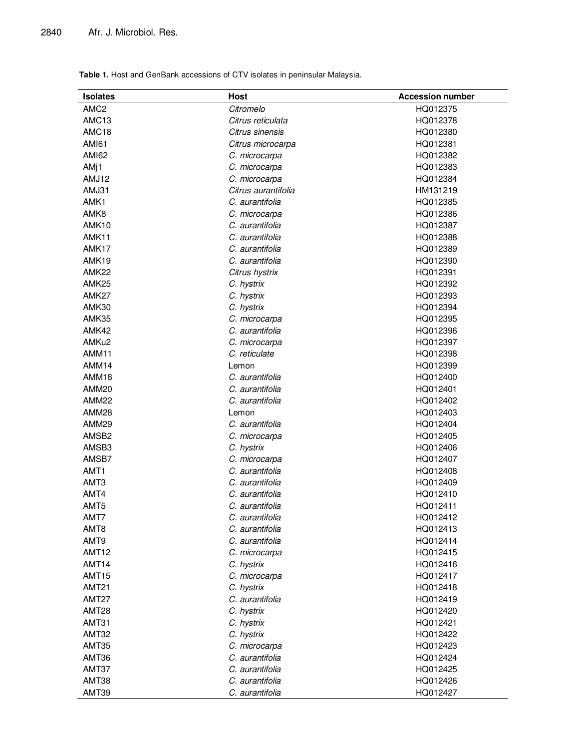**Table 1.** Host and GenBank accessions of CTV isolates in peninsular Malaysia.

| Isolates | Host | Accession number |
|---|---|---|
| AMC2 | *Citromelo* | HQ012375 |
| AMC13 | *Citrus reticulata* | HQ012378 |
| AMC18 | *Citrus sinensis* | HQ012380 |
| AMI61 | *Citrus microcarpa* | HQ012381 |
| AMI62 | *C. microcarpa* | HQ012382 |
| AMj1 | *C. microcarpa* | HQ012383 |
| AMJ12 | *C. microcarpa* | HQ012384 |
| AMJ31 | *Citrus aurantifolia* | HM131219 |
| AMK1 | *C. aurantifolia* | HQ012385 |
| AMK8 | *C. microcarpa* | HQ012386 |
| AMK10 | *C. aurantifolia* | HQ012387 |
| AMK11 | *C. aurantifolia* | HQ012388 |
| AMK17 | *C. aurantifolia* | HQ012389 |
| AMK19 | *C. aurantifolia* | HQ012390 |
| AMK22 | *Citrus hystrix* | HQ012391 |
| AMK25 | *C. hystrix* | HQ012392 |
| AMK27 | *C. hystrix* | HQ012393 |
| AMK30 | *C. hystrix* | HQ012394 |
| AMK35 | *C. microcarpa* | HQ012395 |
| AMK42 | *C. aurantifolia* | HQ012396 |
| AMKu2 | *C. microcarpa* | HQ012397 |
| AMM11 | *C. reticulate* | HQ012398 |
| AMM14 | Lemon | HQ012399 |
| AMM18 | *C. aurantifolia* | HQ012400 |
| AMM20 | *C. aurantifolia* | HQ012401 |
| AMM22 | *C. aurantifolia* | HQ012402 |
| AMM28 | Lemon | HQ012403 |
| AMM29 | *C. aurantifolia* | HQ012404 |
| AMSB2 | *C. microcarpa* | HQ012405 |
| AMSB3 | *C. hystrix* | HQ012406 |
| AMSB7 | *C. microcarpa* | HQ012407 |
| AMT1 | *C. aurantifolia* | HQ012408 |
| AMT3 | *C. aurantifolia* | HQ012409 |
| AMT4 | *C. aurantifolia* | HQ012410 |
| AMT5 | *C. aurantifolia* | HQ012411 |
| AMT7 | *C. aurantifolia* | HQ012412 |
| AMT8 | *C. aurantifolia* | HQ012413 |
| AMT9 | *C. aurantifolia* | HQ012414 |
| AMT12 | *C. microcarpa* | HQ012415 |
| AMT14 | *C. hystrix* | HQ012416 |
| AMT15 | *C. microcarpa* | HQ012417 |
| AMT21 | *C. hystrix* | HQ012418 |
| AMT27 | *C. aurantifolia* | HQ012419 |
| AMT28 | *C. hystrix* | HQ012420 |
| AMT31 | *C. hystrix* | HQ012421 |
| AMT32 | *C. hystrix* | HQ012422 |
| AMT35 | *C. microcarpa* | HQ012423 |
| AMT36 | *C. aurantifolia* | HQ012424 |
| AMT37 | *C. aurantifolia* | HQ012425 |
| AMT38 | *C. aurantifolia* | HQ012426 |
| AMT39 | *C. aurantifolia* | HQ012427 |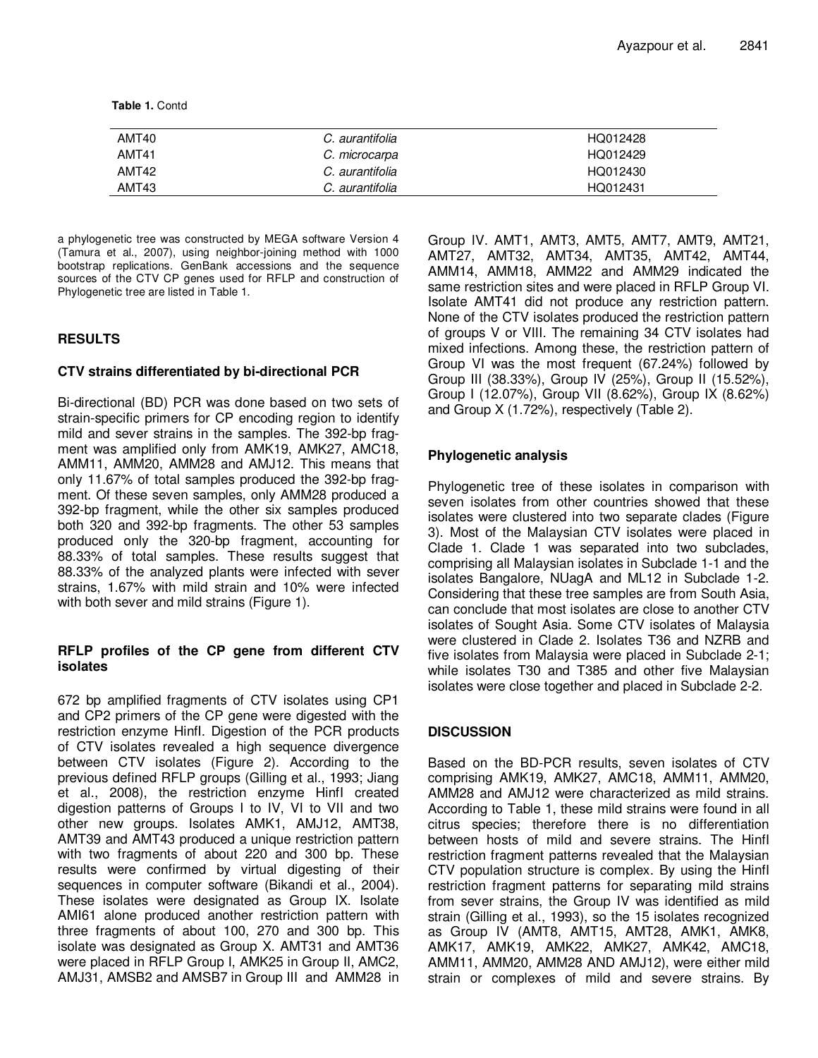**Table 1.** Contd

| | | |
|---|---|---|
| AMT40 | *C. aurantifolia* | HQ012428 |
| AMT41 | *C. microcarpa* | HQ012429 |
| AMT42 | *C. aurantifolia* | HQ012430 |
| AMT43 | *C. aurantifolia* | HQ012431 |

a phylogenetic tree was constructed by MEGA software Version 4 (Tamura et al., 2007), using neighbor-joining method with 1000 bootstrap replications. GenBank accessions and the sequence sources of the CTV CP genes used for RFLP and construction of Phylogenetic tree are listed in Table 1.

## RESULTS

### CTV strains differentiated by bi-directional PCR

Bi-directional (BD) PCR was done based on two sets of strain-specific primers for CP encoding region to identify mild and sever strains in the samples. The 392-bp fragment was amplified only from AMK19, AMK27, AMC18, AMM11, AMM20, AMM28 and AMJ12. This means that only 11.67% of total samples produced the 392-bp fragment. Of these seven samples, only AMM28 produced a 392-bp fragment, while the other six samples produced both 320 and 392-bp fragments. The other 53 samples produced only the 320-bp fragment, accounting for 88.33% of total samples. These results suggest that 88.33% of the analyzed plants were infected with sever strains, 1.67% with mild strain and 10% were infected with both sever and mild strains (Figure 1).

### RFLP profiles of the CP gene from different CTV isolates

672 bp amplified fragments of CTV isolates using CP1 and CP2 primers of the CP gene were digested with the restriction enzyme HinfI. Digestion of the PCR products of CTV isolates revealed a high sequence divergence between CTV isolates (Figure 2). According to the previous defined RFLP groups (Gilling et al., 1993; Jiang et al., 2008), the restriction enzyme HinfI created digestion patterns of Groups I to IV, VI to VII and two other new groups. Isolates AMK1, AMJ12, AMT38, AMT39 and AMT43 produced a unique restriction pattern with two fragments of about 220 and 300 bp. These results were confirmed by virtual digesting of their sequences in computer software (Bikandi et al., 2004). These isolates were designated as Group IX. Isolate AMI61 alone produced another restriction pattern with three fragments of about 100, 270 and 300 bp. This isolate was designated as Group X. AMT31 and AMT36 were placed in RFLP Group I, AMK25 in Group II, AMC2, AMJ31, AMSB2 and AMSB7 in Group III and AMM28 in Group IV. AMT1, AMT3, AMT5, AMT7, AMT9, AMT21, AMT27, AMT32, AMT34, AMT35, AMT42, AMT44, AMM14, AMM18, AMM22 and AMM29 indicated the same restriction sites and were placed in RFLP Group VI. Isolate AMT41 did not produce any restriction pattern. None of the CTV isolates produced the restriction pattern of groups V or VIII. The remaining 34 CTV isolates had mixed infections. Among these, the restriction pattern of Group VI was the most frequent (67.24%) followed by Group III (38.33%), Group IV (25%), Group II (15.52%), Group I (12.07%), Group VII (8.62%), Group IX (8.62%) and Group X (1.72%), respectively (Table 2).

### Phylogenetic analysis

Phylogenetic tree of these isolates in comparison with seven isolates from other countries showed that these isolates were clustered into two separate clades (Figure 3). Most of the Malaysian CTV isolates were placed in Clade 1. Clade 1 was separated into two subclades, comprising all Malaysian isolates in Subclade 1-1 and the isolates Bangalore, NUagA and ML12 in Subclade 1-2. Considering that these tree samples are from South Asia, can conclude that most isolates are close to another CTV isolates of Sought Asia. Some CTV isolates of Malaysia were clustered in Clade 2. Isolates T36 and NZRB and five isolates from Malaysia were placed in Subclade 2-1; while isolates T30 and T385 and other five Malaysian isolates were close together and placed in Subclade 2-2.

## DISCUSSION

Based on the BD-PCR results, seven isolates of CTV comprising AMK19, AMK27, AMC18, AMM11, AMM20, AMM28 and AMJ12 were characterized as mild strains. According to Table 1, these mild strains were found in all citrus species; therefore there is no differentiation between hosts of mild and severe strains. The HinfI restriction fragment patterns revealed that the Malaysian CTV population structure is complex. By using the HinfI restriction fragment patterns for separating mild strains from sever strains, the Group IV was identified as mild strain (Gilling et al., 1993), so the 15 isolates recognized as Group IV (AMT8, AMT15, AMT28, AMK1, AMK8, AMK17, AMK19, AMK22, AMK27, AMK42, AMC18, AMM11, AMM20, AMM28 AND AMJ12), were either mild strain or complexes of mild and severe strains. By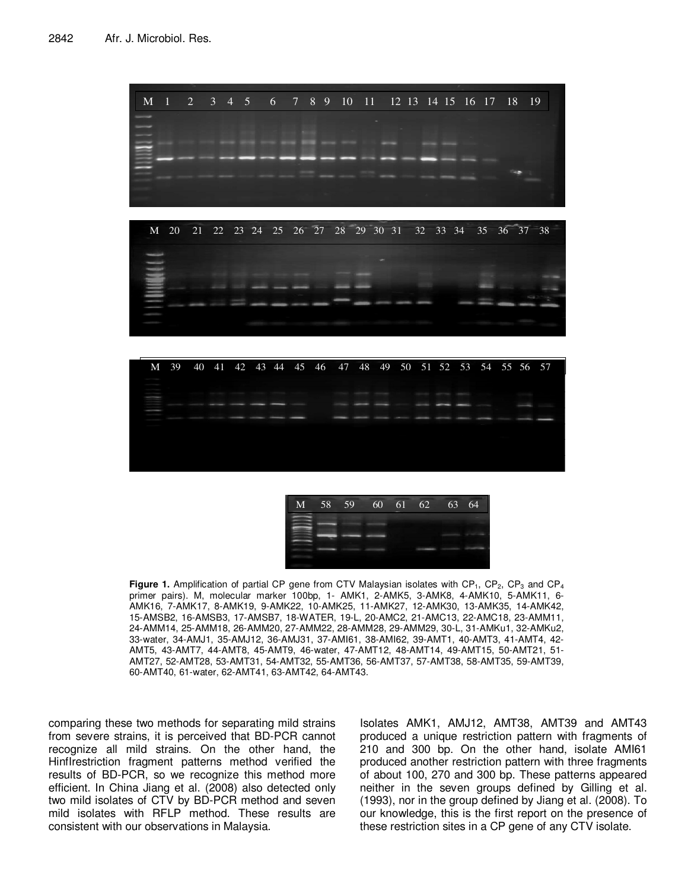Figure 1. Amplification of partial CP gene from CTV Malaysian isolates with $CP_1$, $CP_2$, $CP_3$ and $CP_4$ primer pairs). M, molecular marker 100bp, 1- AMK1, 2-AMK5, 3-AMK8, 4-AMK10, 5-AMK11, 6-AMK16, 7-AMK17, 8-AMK19, 9-AMK22, 10-AMK25, 11-AMK27, 12-AMK30, 13-AMK35, 14-AMK42, 15-AMSB2, 16-AMSB3, 17-AMSB7, 18-WATER, 19-L, 20-AMC2, 21-AMC13, 22-AMC18, 23-AMM11, 24-AMM14, 25-AMM18, 26-AMM20, 27-AMM22, 28-AMM28, 29-AMM29, 30-L, 31-AMKu1, 32-AMKu2, 33-water, 34-AMJ1, 35-AMJ12, 36-AMJ31, 37-AMI61, 38-AMI62, 39-AMT1, 40-AMT3, 41-AMT4, 42-AMT5, 43-AMT7, 44-AMT8, 45-AMT9, 46-water, 47-AMT12, 48-AMT14, 49-AMT15, 50-AMT21, 51-AMT27, 52-AMT28, 53-AMT31, 54-AMT32, 55-AMT36, 56-AMT37, 57-AMT38, 58-AMT35, 59-AMT39, 60-AMT40, 61-water, 62-AMT41, 63-AMT42, 64-AMT43.

comparing these two methods for separating mild strains from severe strains, it is perceived that BD-PCR cannot recognize all mild strains. On the other hand, the HinfIrestriction fragment patterns method verified the results of BD-PCR, so we recognize this method more efficient. In China Jiang et al. (2008) also detected only two mild isolates of CTV by BD-PCR method and seven mild isolates with RFLP method. These results are consistent with our observations in Malaysia.

Isolates AMK1, AMJ12, AMT38, AMT39 and AMT43 produced a unique restriction pattern with fragments of 210 and 300 bp. On the other hand, isolate AMI61 produced another restriction pattern with three fragments of about 100, 270 and 300 bp. These patterns appeared neither in the seven groups defined by Gilling et al. (1993), nor in the group defined by Jiang et al. (2008). To our knowledge, this is the first report on the presence of these restriction sites in a CP gene of any CTV isolate.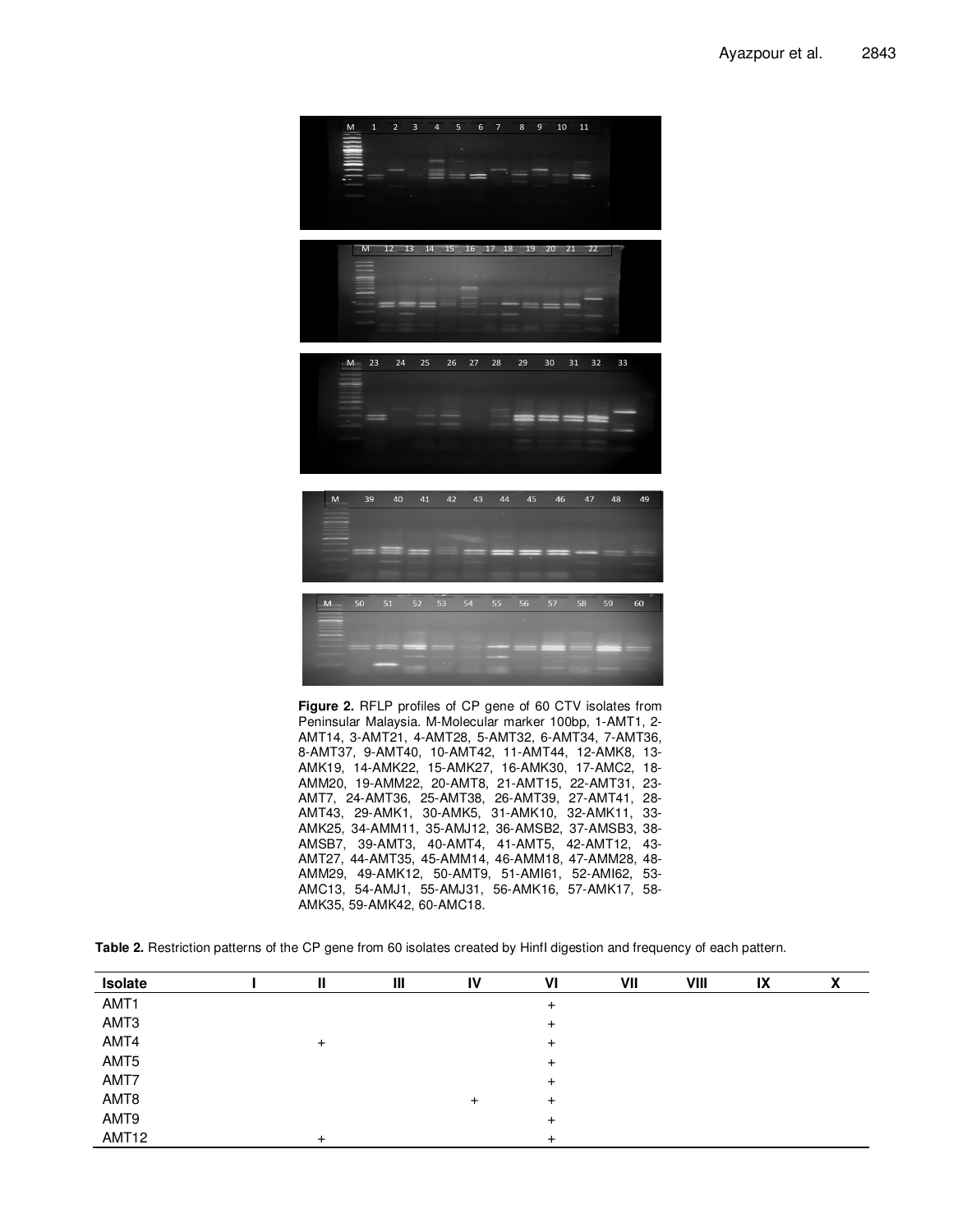**Figure 2.** RFLP profiles of CP gene of 60 CTV isolates from Peninsular Malaysia. M-Molecular marker 100bp, 1-AMT1, 2-AMT14, 3-AMT21, 4-AMT28, 5-AMT32, 6-AMT34, 7-AMT36, 8-AMT37, 9-AMT40, 10-AMT42, 11-AMT44, 12-AMK8, 13-AMK19, 14-AMK22, 15-AMK27, 16-AMK30, 17-AMC2, 18-AMM20, 19-AMM22, 20-AMT8, 21-AMT15, 22-AMT31, 23-AMT7, 24-AMT36, 25-AMT38, 26-AMT39, 27-AMT41, 28-AMT43, 29-AMK1, 30-AMK5, 31-AMK10, 32-AMK11, 33-AMK25, 34-AMM11, 35-AMJ12, 36-AMSB2, 37-AMSB3, 38-AMSB7, 39-AMT3, 40-AMT4, 41-AMT5, 42-AMT12, 43-AMT27, 44-AMT35, 45-AMM14, 46-AMM18, 47-AMM28, 48-AMM29, 49-AMK12, 50-AMT9, 51-AMI61, 52-AMI62, 53-AMC13, 54-AMJ1, 55-AMJ31, 56-AMK16, 57-AMK17, 58-AMK35, 59-AMK42, 60-AMC18.

**Table 2.** Restriction patterns of the CP gene from 60 isolates created by HinfI digestion and frequency of each pattern.

| Isolate | I | II | III | IV | VI | VII | VIII | IX | X |
|---|---|---|---|---|---|---|---|---|---|
| AMT1 | | | | | + | | | | |
| AMT3 | | | | | + | | | | |
| AMT4 | | + | | | + | | | | |
| AMT5 | | | | | + | | | | |
| AMT7 | | | | | + | | | | |
| AMT8 | | | | + | + | | | | |
| AMT9 | | | | | + | | | | |
| AMT12 | | + | | | + | | | | |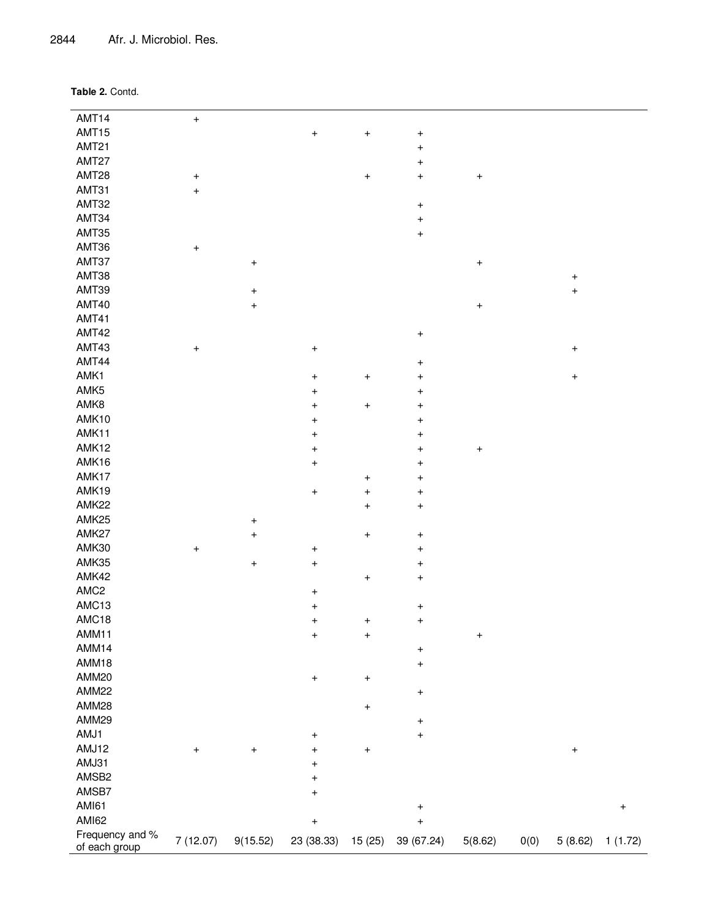**Table 2.** Contd.

| | | | | | | | | | |
|---|---|---|---|---|---|---|---|---|---|
| AMT14 | + | | | | | | | | |
| AMT15 | | | + | + | + | | | | |
| AMT21 | | | | | + | | | | |
| AMT27 | | | | | + | | | | |
| AMT28 | + | | | + | + | + | | | |
| AMT31 | + | | | | | | | | |
| AMT32 | | | | | + | | | | |
| AMT34 | | | | | + | | | | |
| AMT35 | | | | | + | | | | |
| AMT36 | + | | | | | | | | |
| AMT37 | | + | | | | + | | | |
| AMT38 | | | | | | | | + | |
| AMT39 | | + | | | | | | + | |
| AMT40 | | + | | | | + | | | |
| AMT41 | | | | | | | | | |
| AMT42 | | | | | + | | | | |
| AMT43 | + | | + | | | | | + | |
| AMT44 | | | | | + | | | | |
| AMK1 | | | + | + | + | | | + | |
| AMK5 | | | + | | + | | | | |
| AMK8 | | | + | + | + | | | | |
| AMK10 | | | + | | + | | | | |
| AMK11 | | | + | | + | | | | |
| AMK12 | | | + | | + | + | | | |
| AMK16 | | | + | | + | | | | |
| AMK17 | | | | + | + | | | | |
| AMK19 | | | + | + | + | | | | |
| AMK22 | | | | + | + | | | | |
| AMK25 | | + | | | | | | | |
| AMK27 | | + | | + | + | | | | |
| AMK30 | + | | + | | + | | | | |
| AMK35 | | + | + | | + | | | | |
| AMK42 | | | | + | + | | | | |
| AMC2 | | | + | | | | | | |
| AMC13 | | | + | | + | | | | |
| AMC18 | | | + | + | + | | | | |
| AMM11 | | | + | + | | + | | | |
| AMM14 | | | | | + | | | | |
| AMM18 | | | | | + | | | | |
| AMM20 | | | + | + | | | | | |
| AMM22 | | | | | + | | | | |
| AMM28 | | | | + | | | | | |
| AMM29 | | | | | + | | | | |
| AMJ1 | | | + | | + | | | | |
| AMJ12 | + | + | + | + | | | | + | |
| AMJ31 | | | + | | | | | | |
| AMSB2 | | | + | | | | | | |
| AMSB7 | | | + | | | | | | |
| AMI61 | | | | | + | | | | + |
| AMI62 | | | + | | + | | | | |
| Frequency and % of each group | 7 (12.07) | 9(15.52) | 23 (38.33) | 15 (25) | 39 (67.24) | 5(8.62) | 0(0) | 5 (8.62) | 1 (1.72) |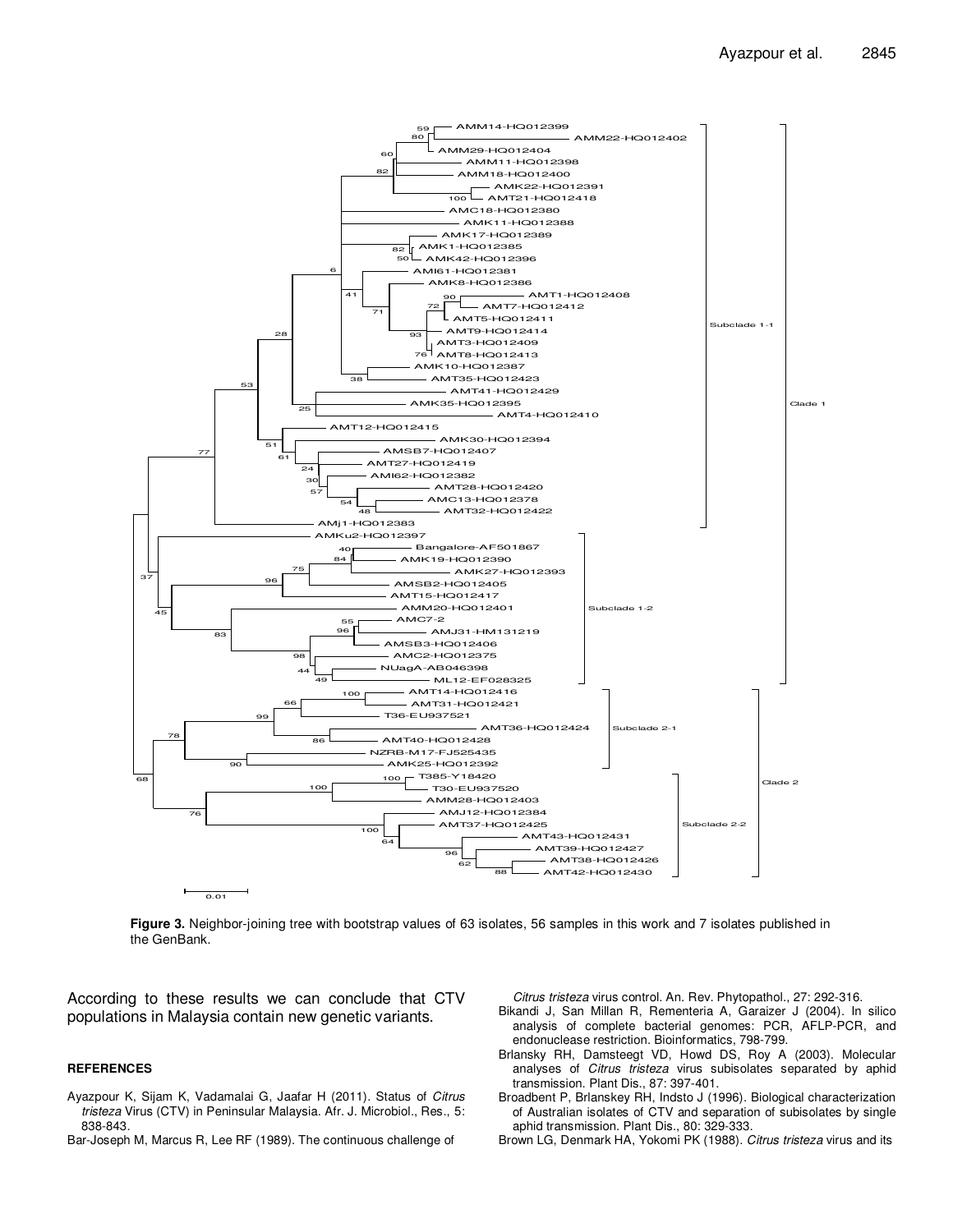**Figure 3.** Neighbor-joining tree with bootstrap values of 63 isolates, 56 samples in this work and 7 isolates published in the GenBank.

According to these results we can conclude that CTV populations in Malaysia contain new genetic variants.

## REFERENCES

Ayazpour K, Sijam K, Vadamalai G, Jaafar H (2011). Status of *Citrus tristeza* Virus (CTV) in Peninsular Malaysia. Afr. J. Microbiol., Res., 5: 838-843.

Bar-Joseph M, Marcus R, Lee RF (1989). The continuous challenge of *Citrus tristeza* virus control. An. Rev. Phytopathol., 27: 292-316.

Bikandi J, San Millan R, Rementeria A, Garaizer J (2004). In silico analysis of complete bacterial genomes: PCR, AFLP-PCR, and endonuclease restriction. Bioinformatics, 798-799.

Brlansky RH, Damsteegt VD, Howd DS, Roy A (2003). Molecular analyses of *Citrus tristeza* virus subisolates separated by aphid transmission. Plant Dis., 87: 397-401.

Broadbent P, Brlanskey RH, Indsto J (1996). Biological characterization of Australian isolates of CTV and separation of subisolates by single aphid transmission. Plant Dis., 80: 329-333.

Brown LG, Denmark HA, Yokomi PK (1988). *Citrus tristeza* virus and its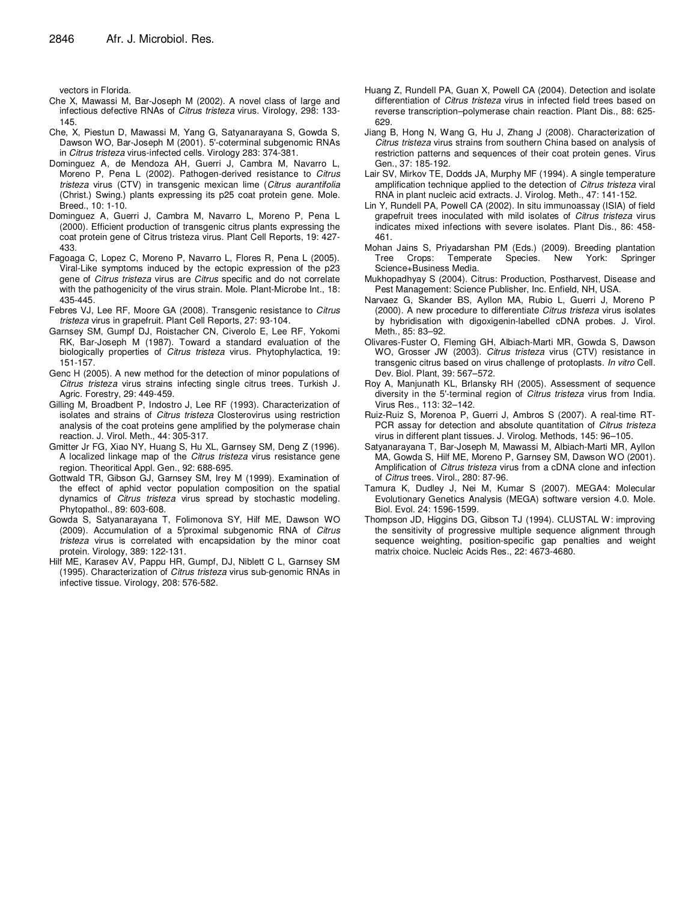vectors in Florida.

Che X, Mawassi M, Bar-Joseph M (2002). A novel class of large and infectious defective RNAs of *Citrus tristeza* virus. Virology, 298: 133-145.

Che, X, Piestun D, Mawassi M, Yang G, Satyanarayana S, Gowda S, Dawson WO, Bar-Joseph M (2001). 5'-coterminal subgenomic RNAs in *Citrus tristeza* virus-infected cells. Virology 283: 374-381.

Dominguez A, de Mendoza AH, Guerri J, Cambra M, Navarro L, Moreno P, Pena L (2002). Pathogen-derived resistance to *Citrus tristeza* virus (CTV) in transgenic mexican lime (*Citrus aurantifolia* (Christ.) Swing.) plants expressing its p25 coat protein gene. Mole. Breed., 10: 1-10.

Dominguez A, Guerri J, Cambra M, Navarro L, Moreno P, Pena L (2000). Efficient production of transgenic citrus plants expressing the coat protein gene of Citrus tristeza virus. Plant Cell Reports, 19: 427-433.

Fagoaga C, Lopez C, Moreno P, Navarro L, Flores R, Pena L (2005). Viral-Like symptoms induced by the ectopic expression of the p23 gene of *Citrus tristeza* virus are *Citrus* specific and do not correlate with the pathogenicity of the virus strain. Mole. Plant-Microbe Int., 18: 435-445.

Febres VJ, Lee RF, Moore GA (2008). Transgenic resistance to *Citrus tristeza* virus in grapefruit. Plant Cell Reports, 27: 93-104.

Garnsey SM, Gumpf DJ, Roistacher CN, Civerolo E, Lee RF, Yokomi RK, Bar-Joseph M (1987). Toward a standard evaluation of the biologically properties of *Citrus tristeza* virus. Phytophylactica, 19: 151-157.

Genc H (2005). A new method for the detection of minor populations of *Citrus tristeza* virus strains infecting single citrus trees. Turkish J. Agric. Forestry, 29: 449-459.

Gilling M, Broadbent P, Indostro J, Lee RF (1993). Characterization of isolates and strains of *Citrus tristeza* Closterovirus using restriction analysis of the coat proteins gene amplified by the polymerase chain reaction. J. Virol. Meth., 44: 305-317.

Gmitter Jr FG, Xiao NY, Huang S, Hu XL, Garnsey SM, Deng Z (1996). A localized linkage map of the *Citrus tristeza* virus resistance gene region. Theoritical Appl. Gen., 92: 688-695.

Gottwald TR, Gibson GJ, Garnsey SM, Irey M (1999). Examination of the effect of aphid vector population composition on the spatial dynamics of *Citrus tristeza* virus spread by stochastic modeling. Phytopathol., 89: 603-608.

Gowda S, Satyanarayana T, Folimonova SY, Hilf ME, Dawson WO (2009). Accumulation of a 5′proximal subgenomic RNA of *Citrus tristeza* virus is correlated with encapsidation by the minor coat protein. Virology, 389: 122-131.

Hilf ME, Karasev AV, Pappu HR, Gumpf, DJ, Niblett C L, Garnsey SM (1995). Characterization of *Citrus tristeza* virus sub-genomic RNAs in infective tissue. Virology, 208: 576-582.

Huang Z, Rundell PA, Guan X, Powell CA (2004). Detection and isolate differentiation of *Citrus tristeza* virus in infected field trees based on reverse transcription–polymerase chain reaction. Plant Dis., 88: 625-629.

Jiang B, Hong N, Wang G, Hu J, Zhang J (2008). Characterization of *Citrus tristeza* virus strains from southern China based on analysis of restriction patterns and sequences of their coat protein genes. Virus Gen., 37: 185-192.

Lair SV, Mirkov TE, Dodds JA, Murphy MF (1994). A single temperature amplification technique applied to the detection of *Citrus tristeza* viral RNA in plant nucleic acid extracts. J. Virolog. Meth., 47: 141-152.

Lin Y, Rundell PA, Powell CA (2002). In situ immunoassay (ISIA) of field grapefruit trees inoculated with mild isolates of *Citrus tristeza* virus indicates mixed infections with severe isolates. Plant Dis., 86: 458-461.

Mohan Jains S, Priyadarshan PM (Eds.) (2009). Breeding plantation Tree Crops: Temperate Species. New York: Springer Science+Business Media.

Mukhopadhyay S (2004). Citrus: Production, Postharvest, Disease and Pest Management: Science Publisher, Inc. Enfield, NH, USA.

Narvaez G, Skander BS, Ayllon MA, Rubio L, Guerri J, Moreno P (2000). A new procedure to differentiate *Citrus tristeza* virus isolates by hybridisation with digoxigenin-labelled cDNA probes. J. Virol. Meth., 85: 83–92.

Olivares-Fuster O, Fleming GH, Albiach-Marti MR, Gowda S, Dawson WO, Grosser JW (2003). *Citrus tristeza* virus (CTV) resistance in transgenic citrus based on virus challenge of protoplasts. *In vitro* Cell. Dev. Biol. Plant, 39: 567–572.

Roy A, Manjunath KL, Brlansky RH (2005). Assessment of sequence diversity in the 5'-terminal region of *Citrus tristeza* virus from India. Virus Res., 113: 32–142.

Ruiz-Ruiz S, Morenoa P, Guerri J, Ambros S (2007). A real-time RT-PCR assay for detection and absolute quantitation of *Citrus tristeza* virus in different plant tissues. J. Virolog. Methods, 145: 96–105.

Satyanarayana T, Bar-Joseph M, Mawassi M, Albiach-Marti MR, Ayllon MA, Gowda S, Hilf ME, Moreno P, Garnsey SM, Dawson WO (2001). Amplification of *Citrus tristeza* virus from a cDNA clone and infection of *Citrus* trees. Virol., 280: 87-96.

Tamura K, Dudley J, Nei M, Kumar S (2007). MEGA4: Molecular Evolutionary Genetics Analysis (MEGA) software version 4.0. Mole. Biol. Evol. 24: 1596-1599.

Thompson JD, Higgins DG, Gibson TJ (1994). CLUSTAL W: improving the sensitivity of progressive multiple sequence alignment through sequence weighting, position-specific gap penalties and weight matrix choice. Nucleic Acids Res., 22: 4673-4680.